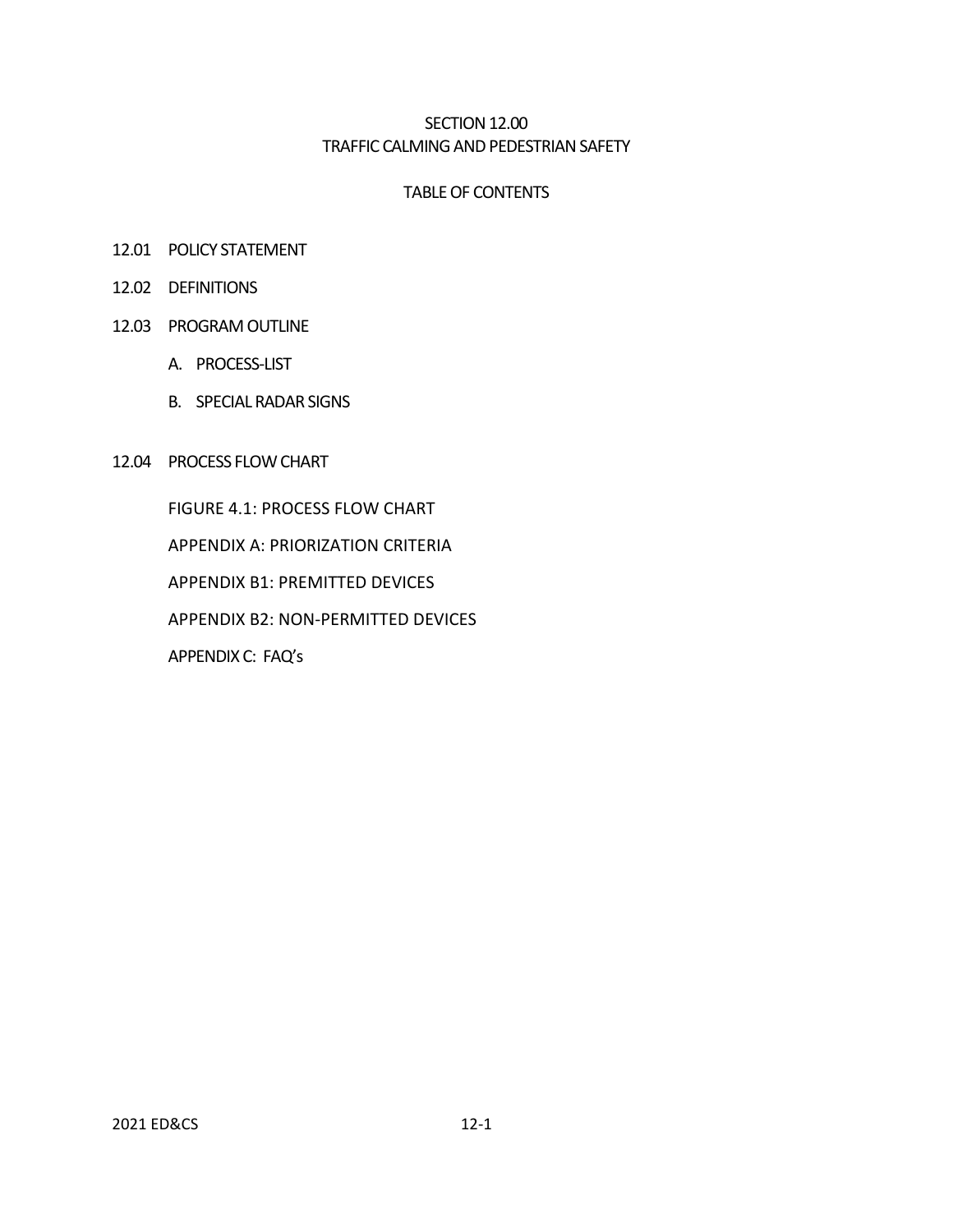# SECTION 12.00
# TRAFFIC CALMING AND PEDESTRIAN SAFETY

## TABLE OF CONTENTS

12.01 POLICY STATEMENT

12.02 DEFINITIONS

12.03 PROGRAM OUTLINE

- A. PROCESS-LIST
- B. SPECIAL RADAR SIGNS

12.04 PROCESS FLOW CHART

- FIGURE 4.1: PROCESS FLOW CHART
- APPENDIX A: PRIORIZATION CRITERIA
- APPENDIX B1: PREMITTED DEVICES
- APPENDIX B2: NON-PERMITTED DEVICES
- APPENDIX C: FAQ's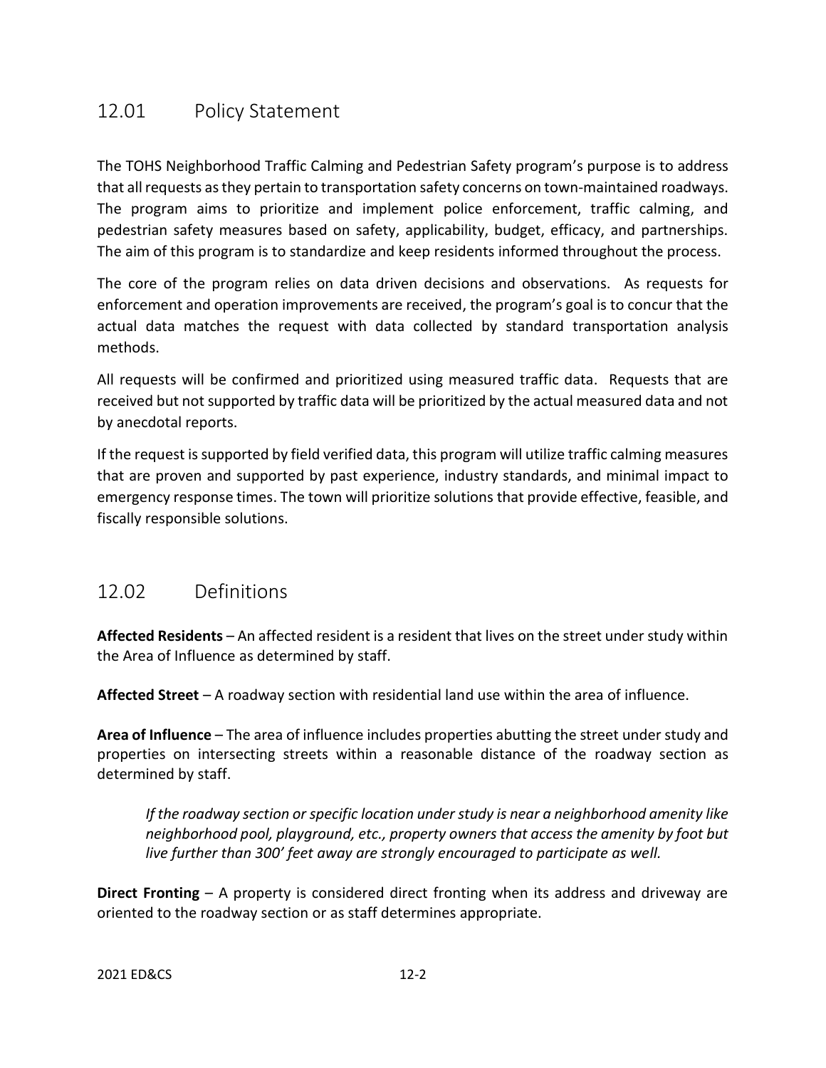## 12.01 Policy Statement

The TOHS Neighborhood Traffic Calming and Pedestrian Safety program's purpose is to address that all requests as they pertain to transportation safety concerns on town-maintained roadways. The program aims to prioritize and implement police enforcement, traffic calming, and pedestrian safety measures based on safety, applicability, budget, efficacy, and partnerships. The aim of this program is to standardize and keep residents informed throughout the process.

The core of the program relies on data driven decisions and observations. As requests for enforcement and operation improvements are received, the program's goal is to concur that the actual data matches the request with data collected by standard transportation analysis methods.

All requests will be confirmed and prioritized using measured traffic data. Requests that are received but not supported by traffic data will be prioritized by the actual measured data and not by anecdotal reports.

If the request is supported by field verified data, this program will utilize traffic calming measures that are proven and supported by past experience, industry standards, and minimal impact to emergency response times. The town will prioritize solutions that provide effective, feasible, and fiscally responsible solutions.

## 12.02 Definitions

**Affected Residents** – An affected resident is a resident that lives on the street under study within the Area of Influence as determined by staff.

**Affected Street** – A roadway section with residential land use within the area of influence.

**Area of Influence** – The area of influence includes properties abutting the street under study and properties on intersecting streets within a reasonable distance of the roadway section as determined by staff.

> *If the roadway section or specific location under study is near a neighborhood amenity like neighborhood pool, playground, etc., property owners that access the amenity by foot but live further than 300' feet away are strongly encouraged to participate as well.*

**Direct Fronting** – A property is considered direct fronting when its address and driveway are oriented to the roadway section or as staff determines appropriate.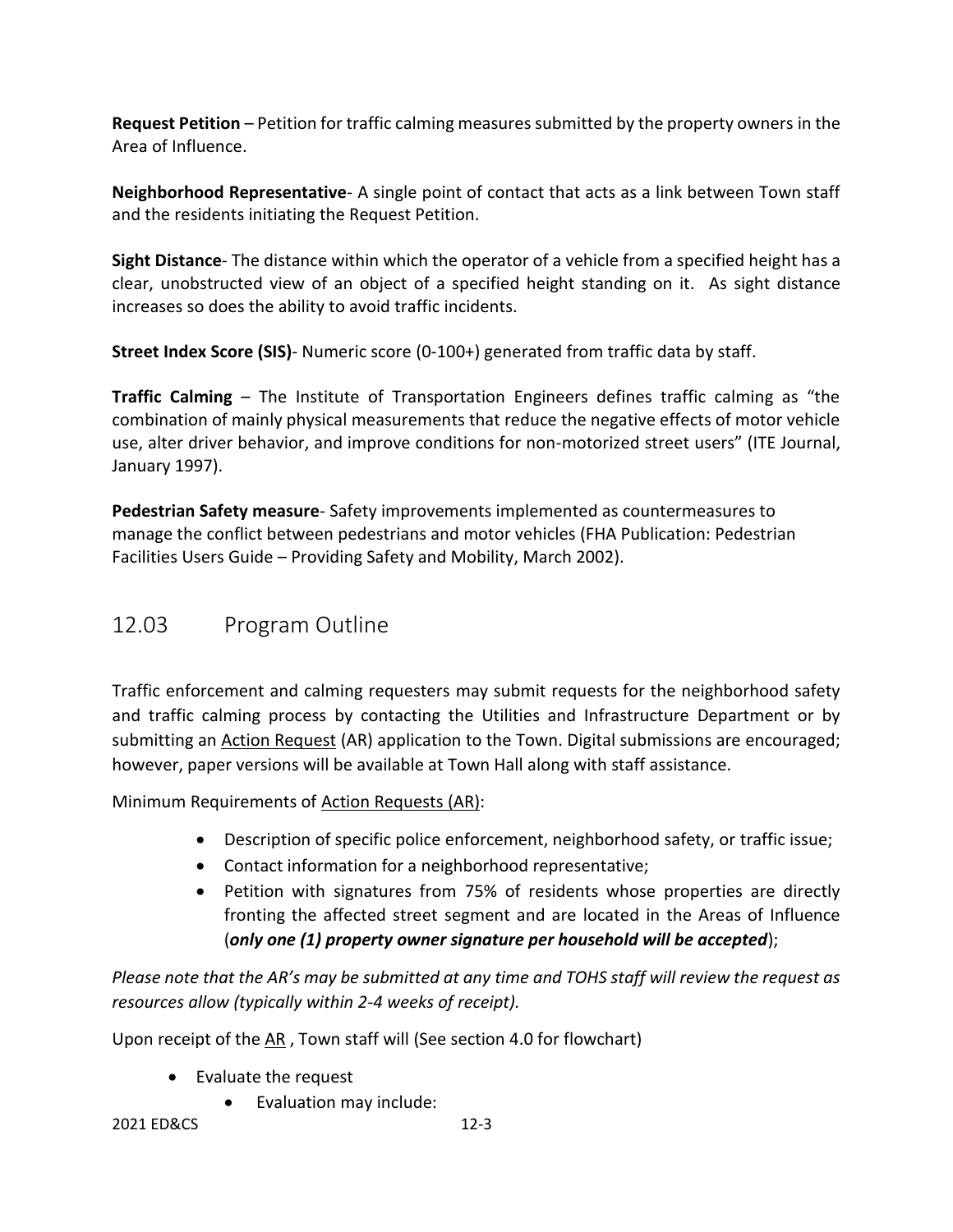**Request Petition** – Petition for traffic calming measures submitted by the property owners in the Area of Influence.

**Neighborhood Representative**- A single point of contact that acts as a link between Town staff and the residents initiating the Request Petition.

**Sight Distance**- The distance within which the operator of a vehicle from a specified height has a clear, unobstructed view of an object of a specified height standing on it. As sight distance increases so does the ability to avoid traffic incidents.

**Street Index Score (SIS)**- Numeric score (0-100+) generated from traffic data by staff.

**Traffic Calming** – The Institute of Transportation Engineers defines traffic calming as "the combination of mainly physical measurements that reduce the negative effects of motor vehicle use, alter driver behavior, and improve conditions for non-motorized street users" (ITE Journal, January 1997).

**Pedestrian Safety measure**- Safety improvements implemented as countermeasures to manage the conflict between pedestrians and motor vehicles (FHA Publication: Pedestrian Facilities Users Guide – Providing Safety and Mobility, March 2002).

## 12.03 Program Outline

Traffic enforcement and calming requesters may submit requests for the neighborhood safety and traffic calming process by contacting the Utilities and Infrastructure Department or by submitting an Action Request (AR) application to the Town. Digital submissions are encouraged; however, paper versions will be available at Town Hall along with staff assistance.

Minimum Requirements of Action Requests (AR):

- Description of specific police enforcement, neighborhood safety, or traffic issue;
- Contact information for a neighborhood representative;
- Petition with signatures from 75% of residents whose properties are directly fronting the affected street segment and are located in the Areas of Influence (***only one (1) property owner signature per household will be accepted***);

*Please note that the AR's may be submitted at any time and TOHS staff will review the request as resources allow (typically within 2-4 weeks of receipt).*

Upon receipt of the AR , Town staff will (See section 4.0 for flowchart)

- Evaluate the request
    - Evaluation may include: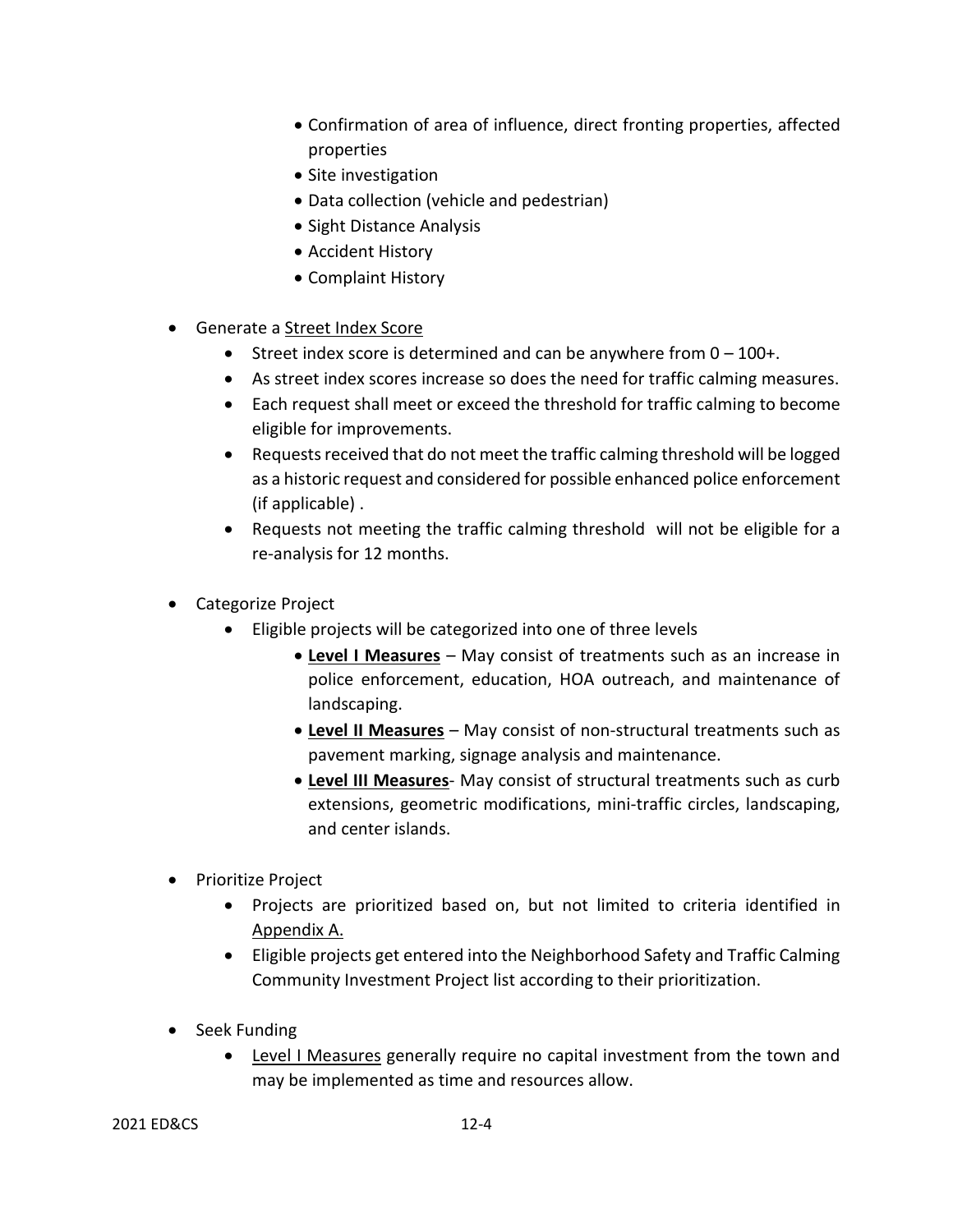- Confirmation of area of influence, direct fronting properties, affected properties
    - Site investigation
    - Data collection (vehicle and pedestrian)
    - Sight Distance Analysis
    - Accident History
    - Complaint History

- Generate a <u>Street Index Score</u>
    - Street index score is determined and can be anywhere from 0 – 100+.
    - As street index scores increase so does the need for traffic calming measures.
    - Each request shall meet or exceed the threshold for traffic calming to become eligible for improvements.
    - Requests received that do not meet the traffic calming threshold will be logged as a historic request and considered for possible enhanced police enforcement (if applicable) .
    - Requests not meeting the traffic calming threshold will not be eligible for a re-analysis for 12 months.

- Categorize Project
    - Eligible projects will be categorized into one of three levels
        - **<u>Level I Measures</u>** – May consist of treatments such as an increase in police enforcement, education, HOA outreach, and maintenance of landscaping.
        - **<u>Level II Measures</u>** – May consist of non-structural treatments such as pavement marking, signage analysis and maintenance.
        - **<u>Level III Measures</u>**- May consist of structural treatments such as curb extensions, geometric modifications, mini-traffic circles, landscaping, and center islands.

- Prioritize Project
    - Projects are prioritized based on, but not limited to criteria identified in <u>Appendix A.</u>
    - Eligible projects get entered into the Neighborhood Safety and Traffic Calming Community Investment Project list according to their prioritization.

- Seek Funding
    - <u>Level I Measures</u> generally require no capital investment from the town and may be implemented as time and resources allow.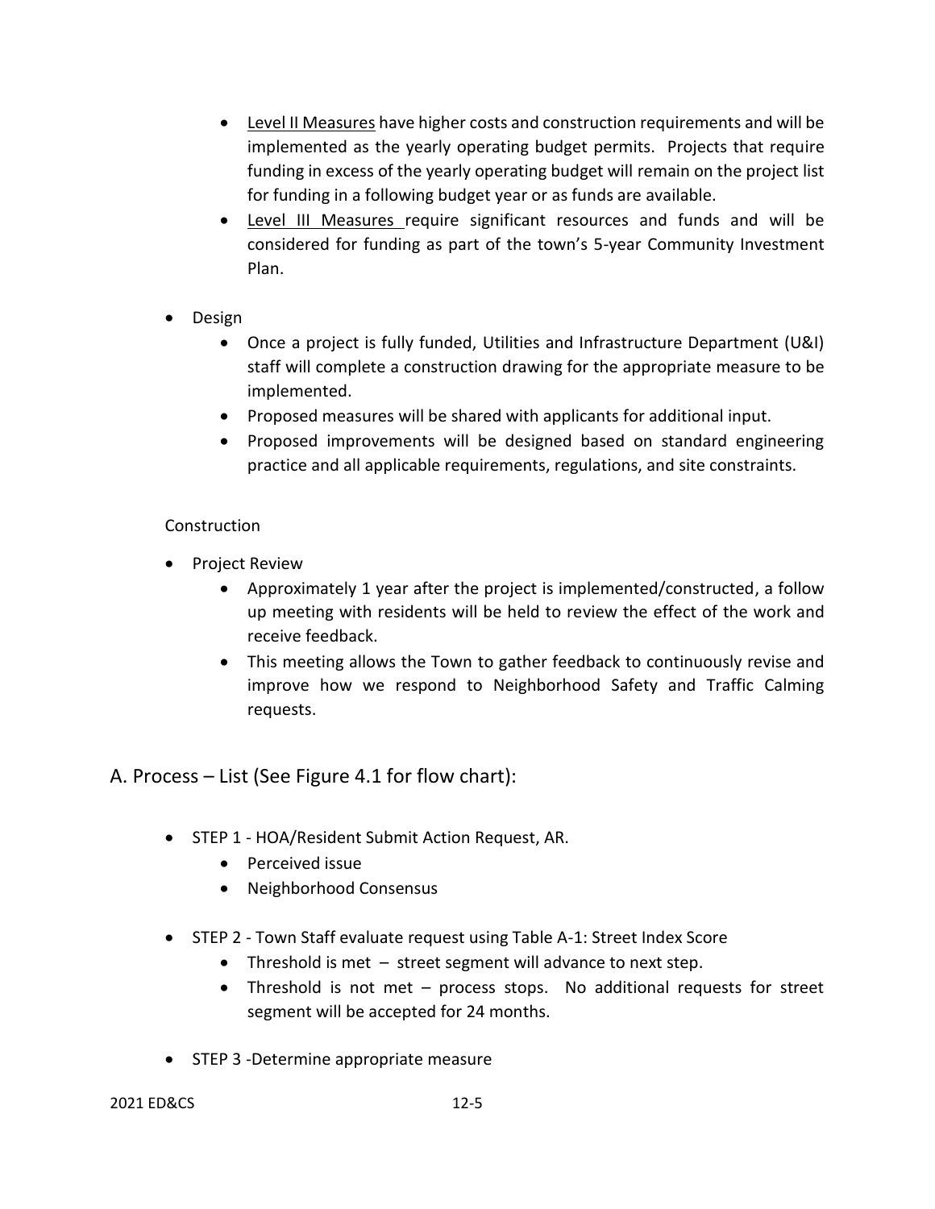- <u>Level II Measures</u> have higher costs and construction requirements and will be implemented as the yearly operating budget permits. Projects that require funding in excess of the yearly operating budget will remain on the project list for funding in a following budget year or as funds are available.
- <u>Level III Measures</u> require significant resources and funds and will be considered for funding as part of the town's 5-year Community Investment Plan.

- Design
  - Once a project is fully funded, Utilities and Infrastructure Department (U&I) staff will complete a construction drawing for the appropriate measure to be implemented.
  - Proposed measures will be shared with applicants for additional input.
  - Proposed improvements will be designed based on standard engineering practice and all applicable requirements, regulations, and site constraints.

Construction

- Project Review
  - Approximately 1 year after the project is implemented/constructed, a follow up meeting with residents will be held to review the effect of the work and receive feedback.
  - This meeting allows the Town to gather feedback to continuously revise and improve how we respond to Neighborhood Safety and Traffic Calming requests.

## A. Process – List (See Figure 4.1 for flow chart):

- STEP 1 - HOA/Resident Submit Action Request, AR.
  - Perceived issue
  - Neighborhood Consensus

- STEP 2 - Town Staff evaluate request using Table A-1: Street Index Score
  - Threshold is met – street segment will advance to next step.
  - Threshold is not met – process stops. No additional requests for street segment will be accepted for 24 months.

- STEP 3 -Determine appropriate measure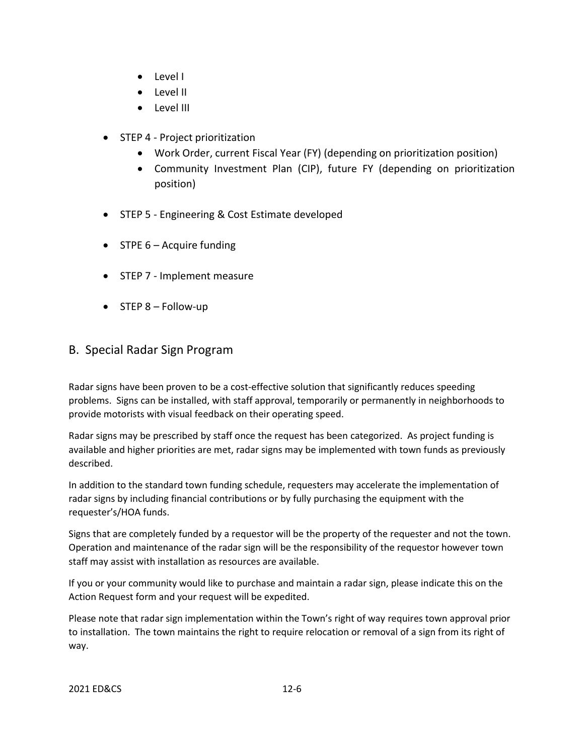- Level I
- Level II
- Level III

- STEP 4 - Project prioritization
    - Work Order, current Fiscal Year (FY) (depending on prioritization position)
    - Community Investment Plan (CIP), future FY (depending on prioritization position)

- STEP 5 - Engineering & Cost Estimate developed

- STPE 6 – Acquire funding

- STEP 7 - Implement measure

- STEP 8 – Follow-up

## B. Special Radar Sign Program

Radar signs have been proven to be a cost-effective solution that significantly reduces speeding problems. Signs can be installed, with staff approval, temporarily or permanently in neighborhoods to provide motorists with visual feedback on their operating speed.

Radar signs may be prescribed by staff once the request has been categorized. As project funding is available and higher priorities are met, radar signs may be implemented with town funds as previously described.

In addition to the standard town funding schedule, requesters may accelerate the implementation of radar signs by including financial contributions or by fully purchasing the equipment with the requester's/HOA funds.

Signs that are completely funded by a requestor will be the property of the requester and not the town. Operation and maintenance of the radar sign will be the responsibility of the requestor however town staff may assist with installation as resources are available.

If you or your community would like to purchase and maintain a radar sign, please indicate this on the Action Request form and your request will be expedited.

Please note that radar sign implementation within the Town's right of way requires town approval prior to installation. The town maintains the right to require relocation or removal of a sign from its right of way.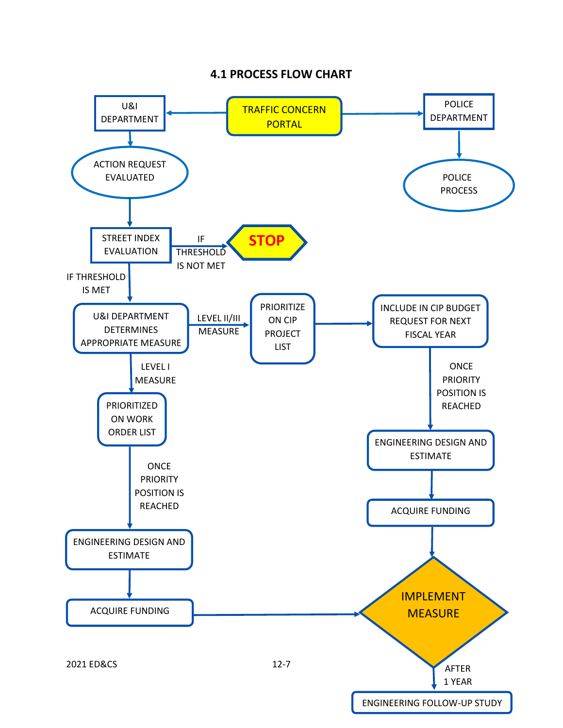## 4.1 PROCESS FLOW CHART

- TRAFFIC CONCERN PORTAL
  - → U&I DEPARTMENT
    - → ACTION REQUEST EVALUATED
      - → STREET INDEX EVALUATION
        - IF THRESHOLD IS NOT MET → STOP
        - IF THRESHOLD IS MET → U&I DEPARTMENT DETERMINES APPROPRIATE MEASURE
          - LEVEL I MEASURE → PRIORITIZED ON WORK ORDER LIST
            - ONCE PRIORITY POSITION IS REACHED → ENGINEERING DESIGN AND ESTIMATE
              - → ACQUIRE FUNDING
                - → IMPLEMENT MEASURE
          - LEVEL II/III MEASURE → PRIORITIZE ON CIP PROJECT LIST
            - → INCLUDE IN CIP BUDGET REQUEST FOR NEXT FISCAL YEAR
              - ONCE PRIORITY POSITION IS REACHED → ENGINEERING DESIGN AND ESTIMATE
                - → ACQUIRE FUNDING
                  - → IMPLEMENT MEASURE
                    - AFTER 1 YEAR → ENGINEERING FOLLOW-UP STUDY
  - → POLICE DEPARTMENT
    - → POLICE PROCESS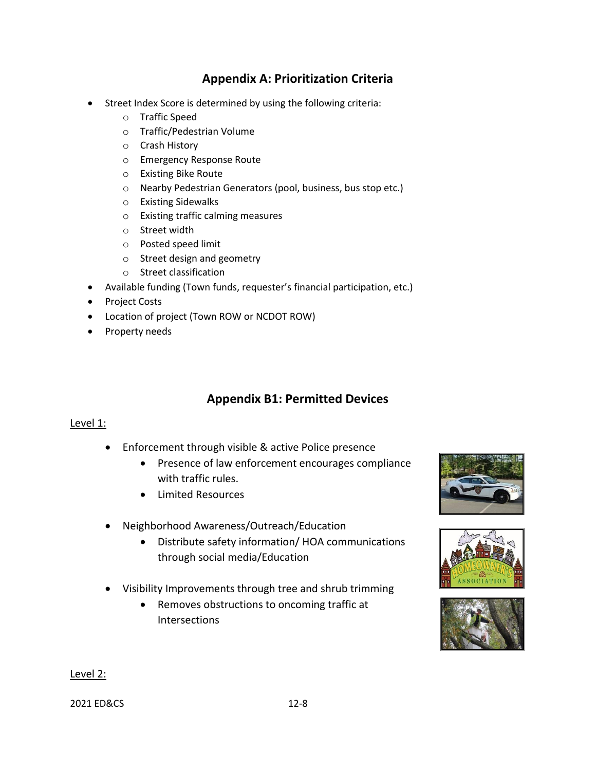## Appendix A: Prioritization Criteria

- Street Index Score is determined by using the following criteria:
  - Traffic Speed
  - Traffic/Pedestrian Volume
  - Crash History
  - Emergency Response Route
  - Existing Bike Route
  - Nearby Pedestrian Generators (pool, business, bus stop etc.)
  - Existing Sidewalks
  - Existing traffic calming measures
  - Street width
  - Posted speed limit
  - Street design and geometry
  - Street classification
- Available funding (Town funds, requester's financial participation, etc.)
- Project Costs
- Location of project (Town ROW or NCDOT ROW)
- Property needs

## Appendix B1: Permitted Devices

<u>Level 1:</u>

- Enforcement through visible & active Police presence
  - Presence of law enforcement encourages compliance with traffic rules.
  - Limited Resources
- Neighborhood Awareness/Outreach/Education
  - Distribute safety information/ HOA communications through social media/Education
- Visibility Improvements through tree and shrub trimming
  - Removes obstructions to oncoming traffic at Intersections

<u>Level 2:</u>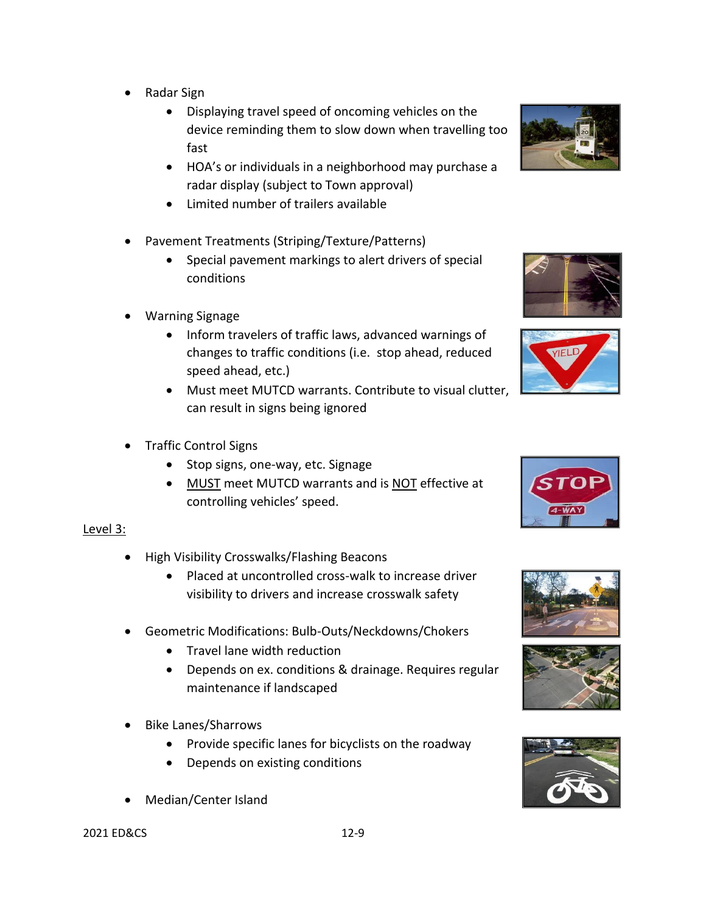- Radar Sign
  - Displaying travel speed of oncoming vehicles on the device reminding them to slow down when travelling too fast
  - HOA's or individuals in a neighborhood may purchase a radar display (subject to Town approval)
  - Limited number of trailers available

- Pavement Treatments (Striping/Texture/Patterns)
  - Special pavement markings to alert drivers of special conditions

- Warning Signage
  - Inform travelers of traffic laws, advanced warnings of changes to traffic conditions (i.e. stop ahead, reduced speed ahead, etc.)
  - Must meet MUTCD warrants. Contribute to visual clutter, can result in signs being ignored

- Traffic Control Signs
  - Stop signs, one-way, etc. Signage
  - <u>MUST</u> meet MUTCD warrants and is <u>NOT</u> effective at controlling vehicles' speed.

<u>Level 3:</u>

- High Visibility Crosswalks/Flashing Beacons
  - Placed at uncontrolled cross-walk to increase driver visibility to drivers and increase crosswalk safety

- Geometric Modifications: Bulb-Outs/Neckdowns/Chokers
  - Travel lane width reduction
  - Depends on ex. conditions & drainage. Requires regular maintenance if landscaped

- Bike Lanes/Sharrows
  - Provide specific lanes for bicyclists on the roadway
  - Depends on existing conditions

- Median/Center Island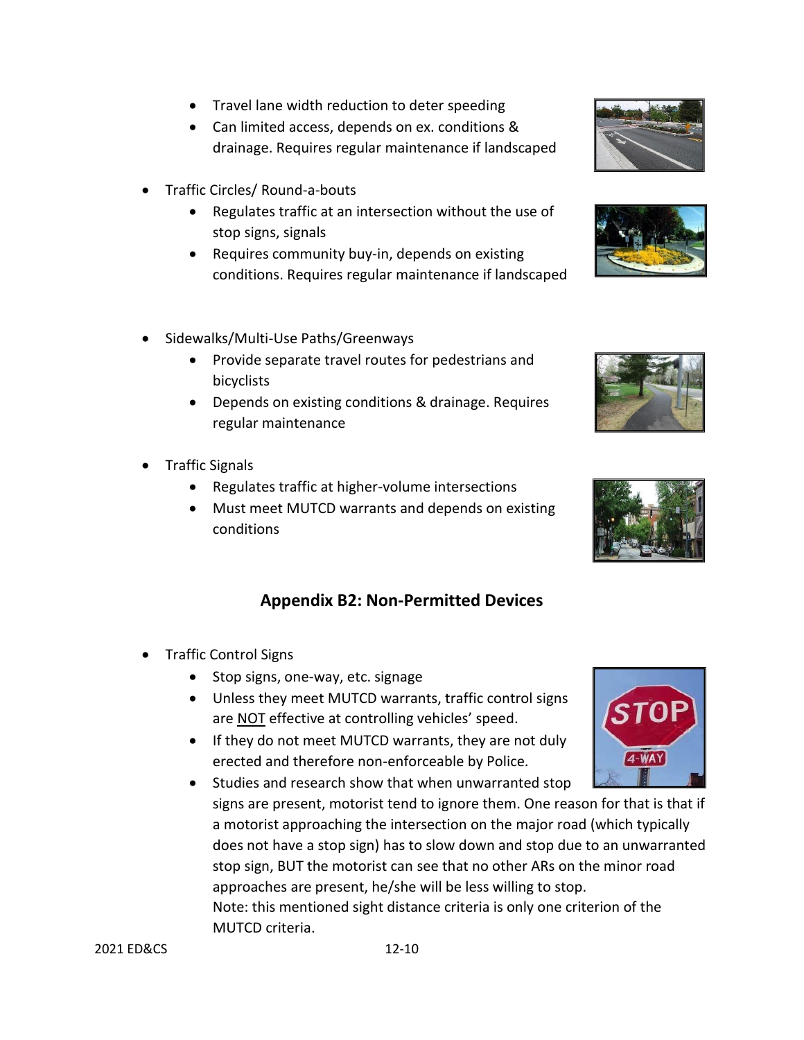- Travel lane width reduction to deter speeding
- Can limited access, depends on ex. conditions & drainage. Requires regular maintenance if landscaped

- Traffic Circles/ Round-a-bouts
  - Regulates traffic at an intersection without the use of stop signs, signals
  - Requires community buy-in, depends on existing conditions. Requires regular maintenance if landscaped

- Sidewalks/Multi-Use Paths/Greenways
  - Provide separate travel routes for pedestrians and bicyclists
  - Depends on existing conditions & drainage. Requires regular maintenance

- Traffic Signals
  - Regulates traffic at higher-volume intersections
  - Must meet MUTCD warrants and depends on existing conditions

## Appendix B2: Non-Permitted Devices

- Traffic Control Signs
  - Stop signs, one-way, etc. signage
  - Unless they meet MUTCD warrants, traffic control signs are NOT effective at controlling vehicles' speed.
  - If they do not meet MUTCD warrants, they are not duly erected and therefore non-enforceable by Police.
  - Studies and research show that when unwarranted stop signs are present, motorist tend to ignore them. One reason for that is that if a motorist approaching the intersection on the major road (which typically does not have a stop sign) has to slow down and stop due to an unwarranted stop sign, BUT the motorist can see that no other ARs on the minor road approaches are present, he/she will be less willing to stop.
    Note: this mentioned sight distance criteria is only one criterion of the MUTCD criteria.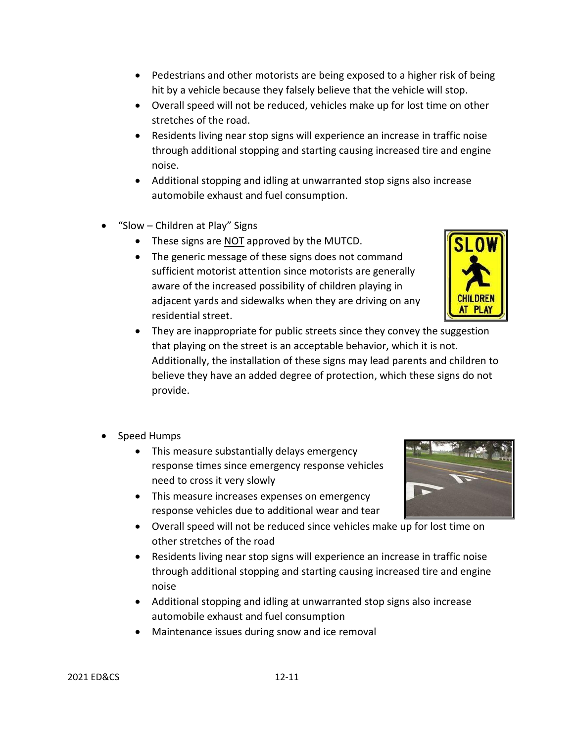- Pedestrians and other motorists are being exposed to a higher risk of being hit by a vehicle because they falsely believe that the vehicle will stop.
- Overall speed will not be reduced, vehicles make up for lost time on other stretches of the road.
- Residents living near stop signs will experience an increase in traffic noise through additional stopping and starting causing increased tire and engine noise.
- Additional stopping and idling at unwarranted stop signs also increase automobile exhaust and fuel consumption.

- "Slow – Children at Play" Signs
  - These signs are <u>NOT</u> approved by the MUTCD.
  - The generic message of these signs does not command sufficient motorist attention since motorists are generally aware of the increased possibility of children playing in adjacent yards and sidewalks when they are driving on any residential street.
  - They are inappropriate for public streets since they convey the suggestion that playing on the street is an acceptable behavior, which it is not. Additionally, the installation of these signs may lead parents and children to believe they have an added degree of protection, which these signs do not provide.

- Speed Humps
  - This measure substantially delays emergency response times since emergency response vehicles need to cross it very slowly
  - This measure increases expenses on emergency response vehicles due to additional wear and tear
  - Overall speed will not be reduced since vehicles make up for lost time on other stretches of the road
  - Residents living near stop signs will experience an increase in traffic noise through additional stopping and starting causing increased tire and engine noise
  - Additional stopping and idling at unwarranted stop signs also increase automobile exhaust and fuel consumption
  - Maintenance issues during snow and ice removal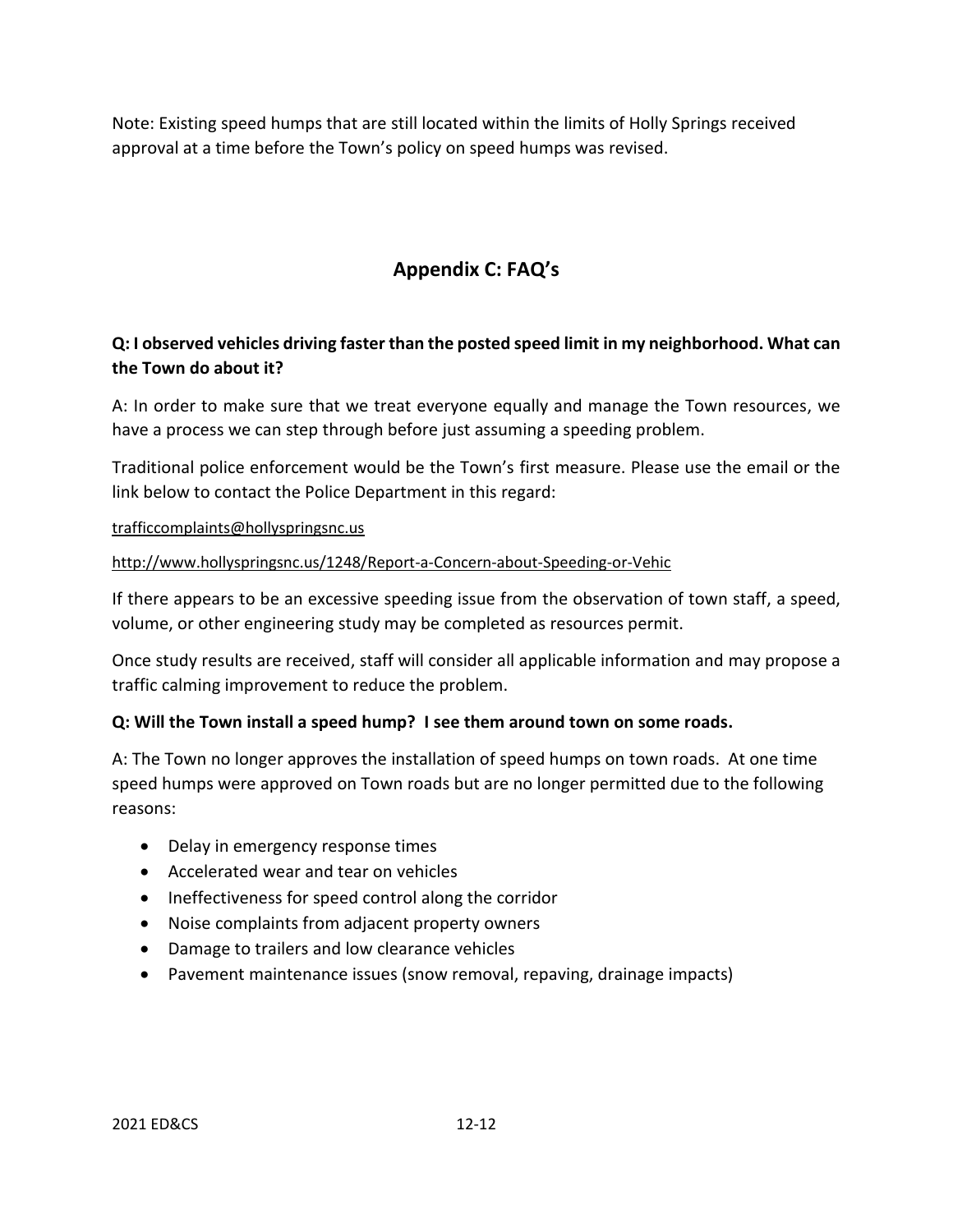Note: Existing speed humps that are still located within the limits of Holly Springs received approval at a time before the Town's policy on speed humps was revised.

## Appendix C: FAQ's

**Q: I observed vehicles driving faster than the posted speed limit in my neighborhood. What can the Town do about it?**

A: In order to make sure that we treat everyone equally and manage the Town resources, we have a process we can step through before just assuming a speeding problem.

Traditional police enforcement would be the Town's first measure. Please use the email or the link below to contact the Police Department in this regard:

trafficcomplaints@hollyspringsnc.us

http://www.hollyspringsnc.us/1248/Report-a-Concern-about-Speeding-or-Vehic

If there appears to be an excessive speeding issue from the observation of town staff, a speed, volume, or other engineering study may be completed as resources permit.

Once study results are received, staff will consider all applicable information and may propose a traffic calming improvement to reduce the problem.

**Q: Will the Town install a speed hump? I see them around town on some roads.**

A: The Town no longer approves the installation of speed humps on town roads. At one time speed humps were approved on Town roads but are no longer permitted due to the following reasons:

- Delay in emergency response times
- Accelerated wear and tear on vehicles
- Ineffectiveness for speed control along the corridor
- Noise complaints from adjacent property owners
- Damage to trailers and low clearance vehicles
- Pavement maintenance issues (snow removal, repaving, drainage impacts)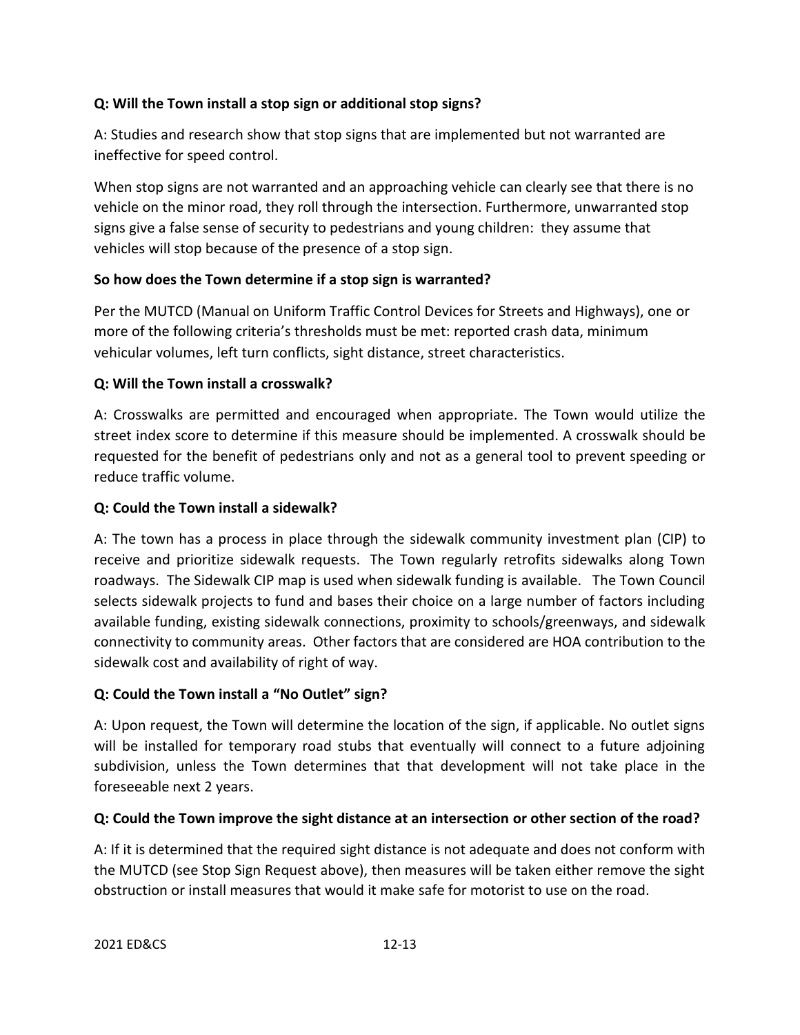**Q: Will the Town install a stop sign or additional stop signs?**

A: Studies and research show that stop signs that are implemented but not warranted are ineffective for speed control.

When stop signs are not warranted and an approaching vehicle can clearly see that there is no vehicle on the minor road, they roll through the intersection. Furthermore, unwarranted stop signs give a false sense of security to pedestrians and young children: they assume that vehicles will stop because of the presence of a stop sign.

**So how does the Town determine if a stop sign is warranted?**

Per the MUTCD (Manual on Uniform Traffic Control Devices for Streets and Highways), one or more of the following criteria's thresholds must be met: reported crash data, minimum vehicular volumes, left turn conflicts, sight distance, street characteristics.

**Q: Will the Town install a crosswalk?**

A: Crosswalks are permitted and encouraged when appropriate. The Town would utilize the street index score to determine if this measure should be implemented. A crosswalk should be requested for the benefit of pedestrians only and not as a general tool to prevent speeding or reduce traffic volume.

**Q: Could the Town install a sidewalk?**

A: The town has a process in place through the sidewalk community investment plan (CIP) to receive and prioritize sidewalk requests. The Town regularly retrofits sidewalks along Town roadways. The Sidewalk CIP map is used when sidewalk funding is available. The Town Council selects sidewalk projects to fund and bases their choice on a large number of factors including available funding, existing sidewalk connections, proximity to schools/greenways, and sidewalk connectivity to community areas. Other factors that are considered are HOA contribution to the sidewalk cost and availability of right of way.

**Q: Could the Town install a "No Outlet" sign?**

A: Upon request, the Town will determine the location of the sign, if applicable. No outlet signs will be installed for temporary road stubs that eventually will connect to a future adjoining subdivision, unless the Town determines that that development will not take place in the foreseeable next 2 years.

**Q: Could the Town improve the sight distance at an intersection or other section of the road?**

A: If it is determined that the required sight distance is not adequate and does not conform with the MUTCD (see Stop Sign Request above), then measures will be taken either remove the sight obstruction or install measures that would it make safe for motorist to use on the road.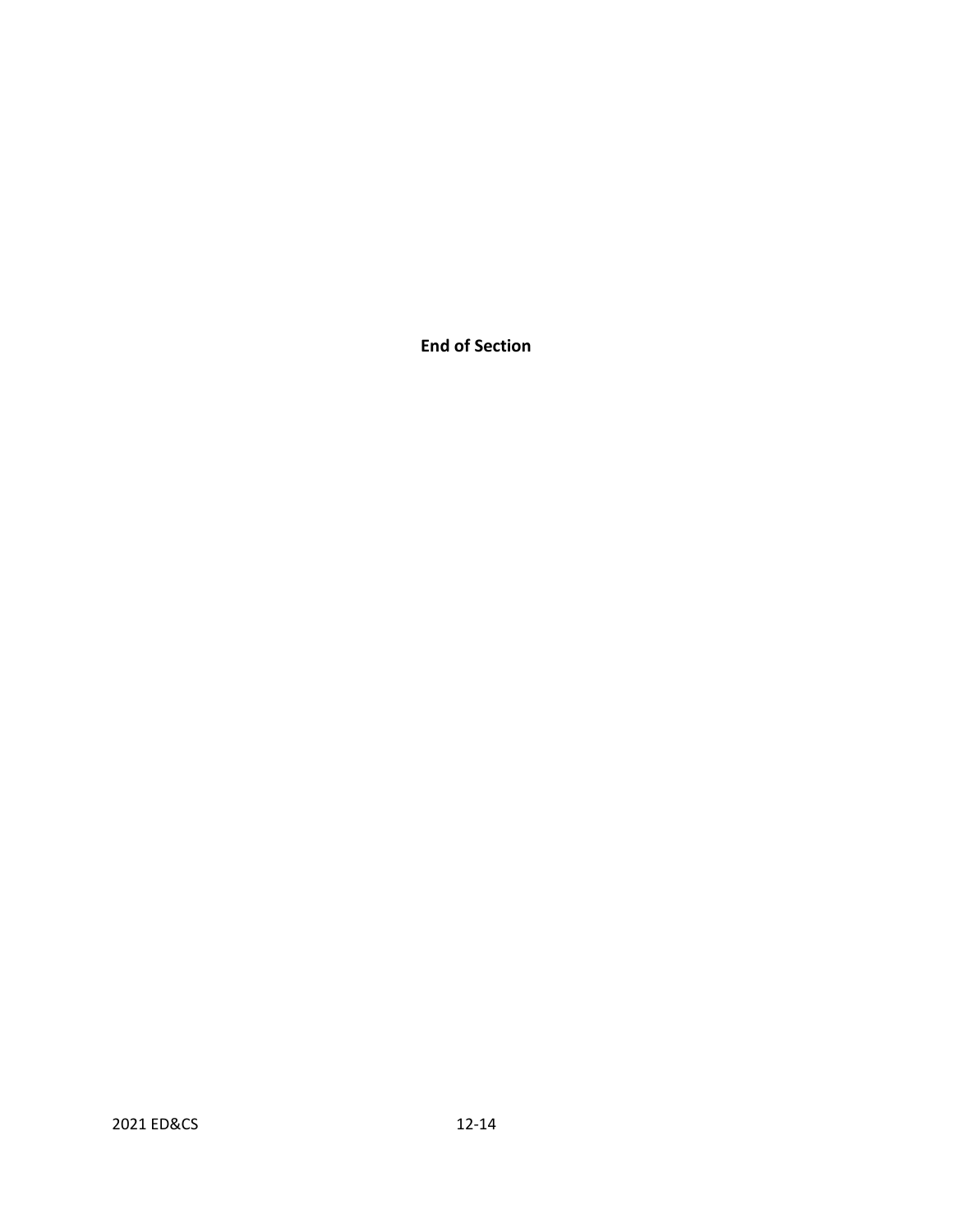**End of Section**